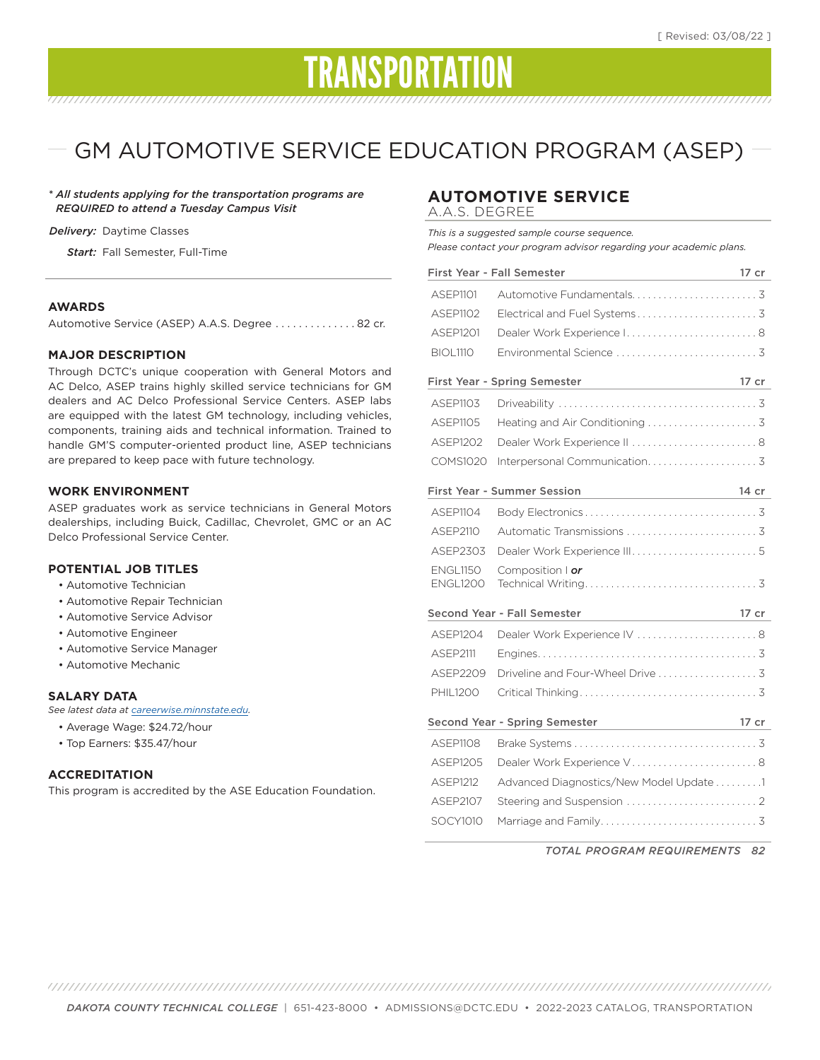[ Revised: 03/08/22 ]

# TRANSPORTATION

## GM AUTOMOTIVE SERVICE EDUCATION PROGRAM (ASEP)

*\* All students applying for the transportation programs are REQUIRED to attend a Tuesday Campus Visit*

***Delivery:*** Daytime Classes

***Start:*** Fall Semester, Full-Time

### AWARDS

Automotive Service (ASEP) A.A.S. Degree . . . . . . . . . . . . . . 82 cr.

### MAJOR DESCRIPTION

Through DCTC's unique cooperation with General Motors and AC Delco, ASEP trains highly skilled service technicians for GM dealers and AC Delco Professional Service Centers. ASEP labs are equipped with the latest GM technology, including vehicles, components, training aids and technical information. Trained to handle GM'S computer-oriented product line, ASEP technicians are prepared to keep pace with future technology.

### WORK ENVIRONMENT

ASEP graduates work as service technicians in General Motors dealerships, including Buick, Cadillac, Chevrolet, GMC or an AC Delco Professional Service Center.

### POTENTIAL JOB TITLES

- Automotive Technician
- Automotive Repair Technician
- Automotive Service Advisor
- Automotive Engineer
- Automotive Service Manager
- Automotive Mechanic

### SALARY DATA

*See latest data at careerwise.minnstate.edu.*

- Average Wage: $24.72/hour
- Top Earners: $35.47/hour

### ACCREDITATION

This program is accredited by the ASE Education Foundation.

## AUTOMOTIVE SERVICE

A.A.S. DEGREE

*This is a suggested sample course sequence.*
*Please contact your program advisor regarding your academic plans.*

| First Year - Fall Semester | | 17 cr |
|---|---|---|
| ASEP1101 | Automotive Fundamentals | 3 |
| ASEP1102 | Electrical and Fuel Systems | 3 |
| ASEP1201 | Dealer Work Experience I | 8 |
| BIOL1110 | Environmental Science | 3 |

| First Year - Spring Semester | | 17 cr |
|---|---|---|
| ASEP1103 | Driveability | 3 |
| ASEP1105 | Heating and Air Conditioning | 3 |
| ASEP1202 | Dealer Work Experience II | 8 |
| COMS1020 | Interpersonal Communication | 3 |

| First Year - Summer Session | | 14 cr |
|---|---|---|
| ASEP1104 | Body Electronics | 3 |
| ASEP2110 | Automatic Transmissions | 3 |
| ASEP2303 | Dealer Work Experience III | 5 |
| ENGL1150 *or* ENGL1200 | Composition I ***or*** Technical Writing | 3 |

| Second Year - Fall Semester | | 17 cr |
|---|---|---|
| ASEP1204 | Dealer Work Experience IV | 8 |
| ASEP2111 | Engines | 3 |
| ASEP2209 | Driveline and Four-Wheel Drive | 3 |
| PHIL1200 | Critical Thinking | 3 |

| Second Year - Spring Semester | | 17 cr |
|---|---|---|
| ASEP1108 | Brake Systems | 3 |
| ASEP1205 | Dealer Work Experience V | 8 |
| ASEP1212 | Advanced Diagnostics/New Model Update | 1 |
| ASEP2107 | Steering and Suspension | 2 |
| SOCY1010 | Marriage and Family | 3 |

***TOTAL PROGRAM REQUIREMENTS 82***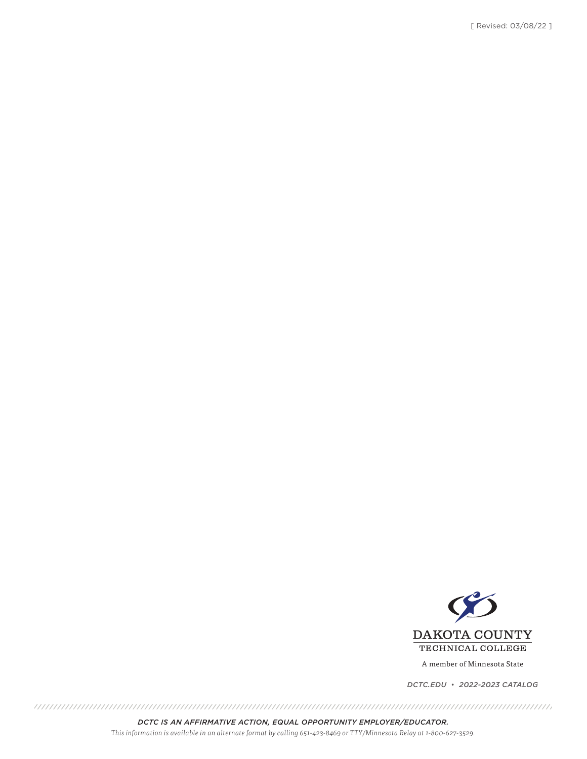[ Revised: 03/08/22 ]

DAKOTA COUNTY

TECHNICAL COLLEGE

A member of Minnesota State

*DCTC.EDU • 2022-2023 CATALOG*

*DCTC IS AN AFFIRMATIVE ACTION, EQUAL OPPORTUNITY EMPLOYER/EDUCATOR.*

*This information is available in an alternate format by calling 651-423-8469 or TTY/Minnesota Relay at 1-800-627-3529.*